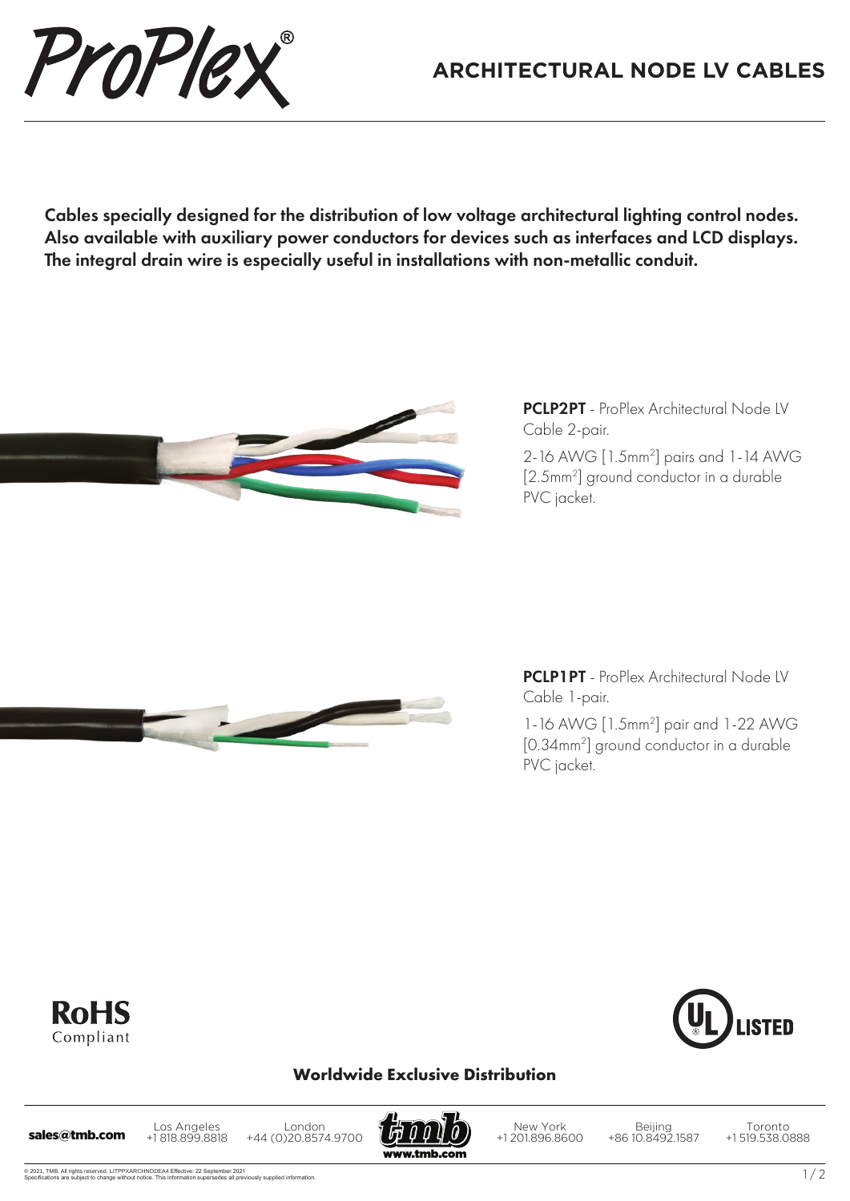# ProPlex®

## ARCHITECTURAL NODE LV CABLES

**Cables specially designed for the distribution of low voltage architectural lighting control nodes. Also available with auxiliary power conductors for devices such as interfaces and LCD displays. The integral drain wire is especially useful in installations with non-metallic conduit.**

**PCLP2PT** - ProPlex Architectural Node LV Cable 2-pair.

2-16 AWG [1.5mm²] pairs and 1-14 AWG [2.5mm²] ground conductor in a durable PVC jacket.

**PCLP1PT** - ProPlex Architectural Node LV Cable 1-pair.

1-16 AWG [1.5mm²] pair and 1-22 AWG [0.34mm²] ground conductor in a durable PVC jacket.

RoHS Compliant

UL LISTED

**Worldwide Exclusive Distribution**

**sales@tmb.com** | Los Angeles +1 818.899.8818 | London +44 (0)20.8574.9700 | tmb www.tmb.com | New York +1 201.896.8600 | Beijing +86 10.8492.1587 | Toronto +1 519.538.0888

© 2021, TMB. All rights reserved. LITPPXARCHNODEA4 Effective: 22 September 2021
Specifications are subject to change without notice. This information supersedes all previously supplied information.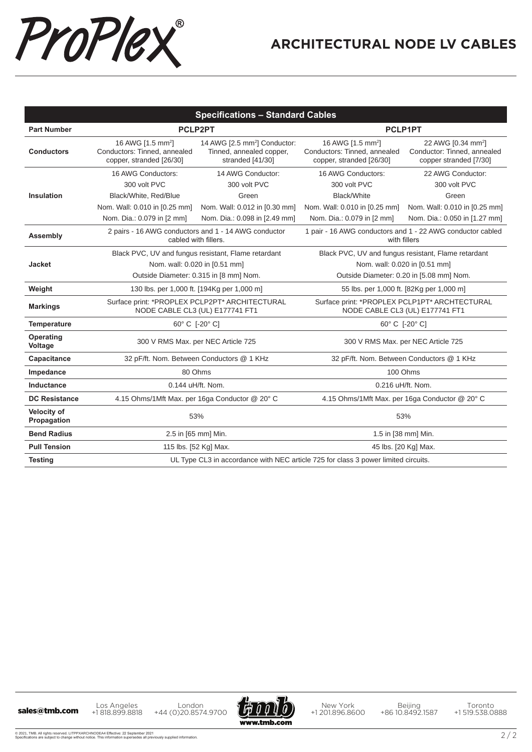# ARCHITECTURAL NODE LV CABLES

| Specifications – Standard Cables | | | | |
|---|---|---|---|---|
| **Part Number** | **PCLP2PT** | | **PCLP1PT** | |
| **Conductors** | 16 AWG [1.5 mm²] Conductors: Tinned, annealed copper, stranded [26/30] | 14 AWG [2.5 mm²] Conductor: Tinned, annealed copper, stranded [41/30] | 16 AWG [1.5 mm²] Conductors: Tinned, annealed copper, stranded [26/30] | 22 AWG [0.34 mm²] Conductor: Tinned, annealed copper stranded [7/30] |
| **Insulation** | 16 AWG Conductors:<br>300 volt PVC<br>Black/White, Red/Blue<br>Nom. Wall: 0.010 in [0.25 mm]<br>Nom. Dia.: 0.079 in [2 mm] | 14 AWG Conductor:<br>300 volt PVC<br>Green<br>Nom. Wall: 0.012 in [0.30 mm]<br>Nom. Dia.: 0.098 in [2.49 mm] | 16 AWG Conductors:<br>300 volt PVC<br>Black/White<br>Nom. Wall: 0.010 in [0.25 mm]<br>Nom. Dia.: 0.079 in [2 mm] | 22 AWG Conductor:<br>300 volt PVC<br>Green<br>Nom. Wall: 0.010 in [0.25 mm]<br>Nom. Dia.: 0.050 in [1.27 mm] |
| **Assembly** | 2 pairs - 16 AWG conductors and 1 - 14 AWG conductor cabled with fillers. | | 1 pair - 16 AWG conductors and 1 - 22 AWG conductor cabled with fillers | |
| **Jacket** | Black PVC, UV and fungus resistant, Flame retardant<br>Nom. wall: 0.020 in [0.51 mm]<br>Outside Diameter: 0.315 in [8 mm] Nom. | | Black PVC, UV and fungus resistant, Flame retardant<br>Nom. wall: 0.020 in [0.51 mm]<br>Outside Diameter: 0.20 in [5.08 mm] Nom. | |
| **Weight** | 130 lbs. per 1,000 ft. [194Kg per 1,000 m] | | 55 lbs. per 1,000 ft. [82Kg per 1,000 m] | |
| **Markings** | Surface print: *PROPLEX PCLP2PT* ARCHITECTURAL NODE CABLE CL3 (UL) E177741 FT1 | | Surface print: *PROPLEX PCLP1PT* ARCHTECTURAL NODE CABLE CL3 (UL) E177741 FT1 | |
| **Temperature** | 60° C [-20° C] | | 60° C [-20° C] | |
| **Operating Voltage** | 300 V RMS Max. per NEC Article 725 | | 300 V RMS Max. per NEC Article 725 | |
| **Capacitance** | 32 pF/ft. Nom. Between Conductors @ 1 KHz | | 32 pF/ft. Nom. Between Conductors @ 1 KHz | |
| **Impedance** | 80 Ohms | | 100 Ohms | |
| **Inductance** | 0.144 uH/ft. Nom. | | 0.216 uH/ft. Nom. | |
| **DC Resistance** | 4.15 Ohms/1Mft Max. per 16ga Conductor @ 20° C | | 4.15 Ohms/1Mft Max. per 16ga Conductor @ 20° C | |
| **Velocity of Propagation** | 53% | | 53% | |
| **Bend Radius** | 2.5 in [65 mm] Min. | | 1.5 in [38 mm] Min. | |
| **Pull Tension** | 115 lbs. [52 Kg] Max. | | 45 lbs. [20 Kg] Max. | |
| **Testing** | UL Type CL3 in accordance with NEC article 725 for class 3 power limited circuits. | | | |

**sales@tmb.com** Los Angeles +1 818.899.8818 London +44 (0)20.8574.9700 www.tmb.com New York +1 201.896.8600 Beijing +86 10.8492.1587 Toronto +1 519.538.0888

© 2021, TMB. All rights reserved. LITPPXARCHNODEA4 Effective: 22 September 2021
Specifications are subject to change without notice. This information supersedes all previously supplied information.